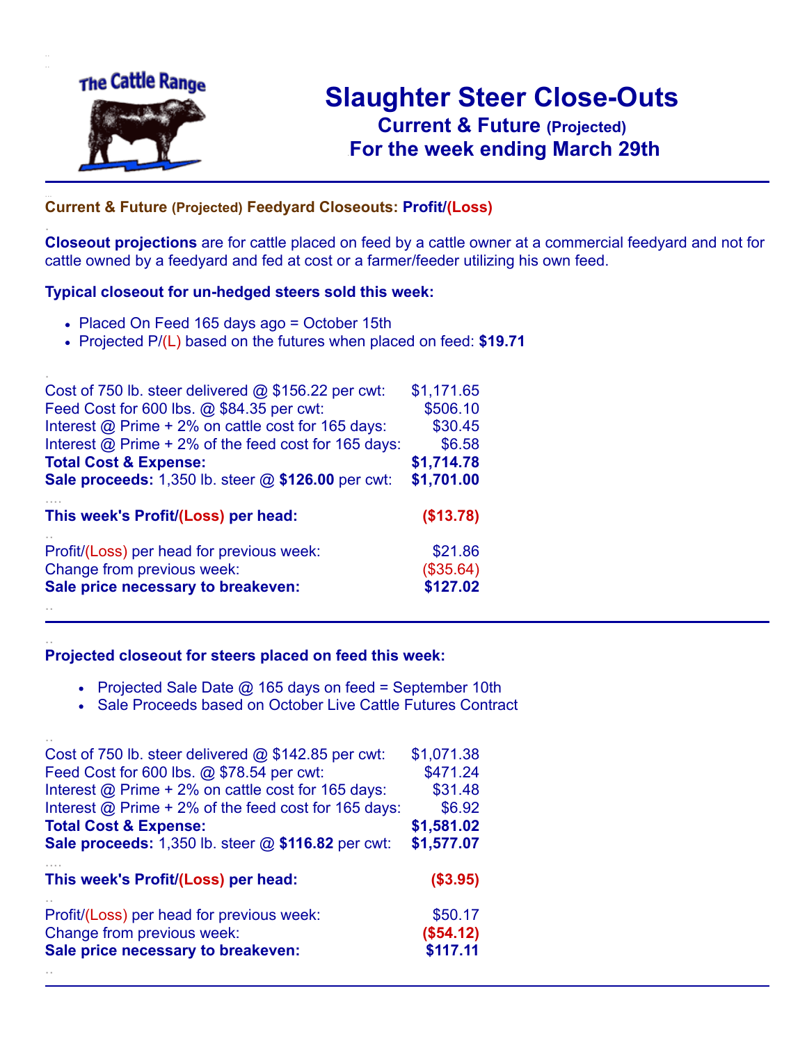The Cattle Range

# Slaughter Steer Close-Outs

## Current & Future (Projected)

## For the week ending March 29th

### Current & Future (Projected) Feedyard Closeouts: Profit/(Loss)

**Closeout projections** are for cattle placed on feed by a cattle owner at a commercial feedyard and not for cattle owned by a feedyard and fed at cost or a farmer/feeder utilizing his own feed.

**Typical closeout for un-hedged steers sold this week:**

- Placed On Feed 165 days ago = October 15th
- Projected P/(L) based on the futures when placed on feed: **$19.71**

| | |
|---|---|
| Cost of 750 lb. steer delivered @ $156.22 per cwt: | $1,171.65 |
| Feed Cost for 600 lbs. @ $84.35 per cwt: | $506.10 |
| Interest @ Prime + 2% on cattle cost for 165 days: | $30.45 |
| Interest @ Prime + 2% of the feed cost for 165 days: | $6.58 |
| **Total Cost & Expense:** | **$1,714.78** |
| **Sale proceeds:** 1,350 lb. steer @ **$126.00** per cwt: | **$1,701.00** |
| **This week's Profit/(Loss) per head:** | **($13.78)** |
| Profit/(Loss) per head for previous week: | $21.86 |
| Change from previous week: | ($35.64) |
| **Sale price necessary to breakeven:** | **$127.02** |

**Projected closeout for steers placed on feed this week:**

- Projected Sale Date @ 165 days on feed = September 10th
- Sale Proceeds based on October Live Cattle Futures Contract

| | |
|---|---|
| Cost of 750 lb. steer delivered @ $142.85 per cwt: | $1,071.38 |
| Feed Cost for 600 lbs. @ $78.54 per cwt: | $471.24 |
| Interest @ Prime + 2% on cattle cost for 165 days: | $31.48 |
| Interest @ Prime + 2% of the feed cost for 165 days: | $6.92 |
| **Total Cost & Expense:** | **$1,581.02** |
| **Sale proceeds:** 1,350 lb. steer @ **$116.82** per cwt: | **$1,577.07** |
| **This week's Profit/(Loss) per head:** | **($3.95)** |
| Profit/(Loss) per head for previous week: | $50.17 |
| Change from previous week: | **($54.12)** |
| **Sale price necessary to breakeven:** | **$117.11** |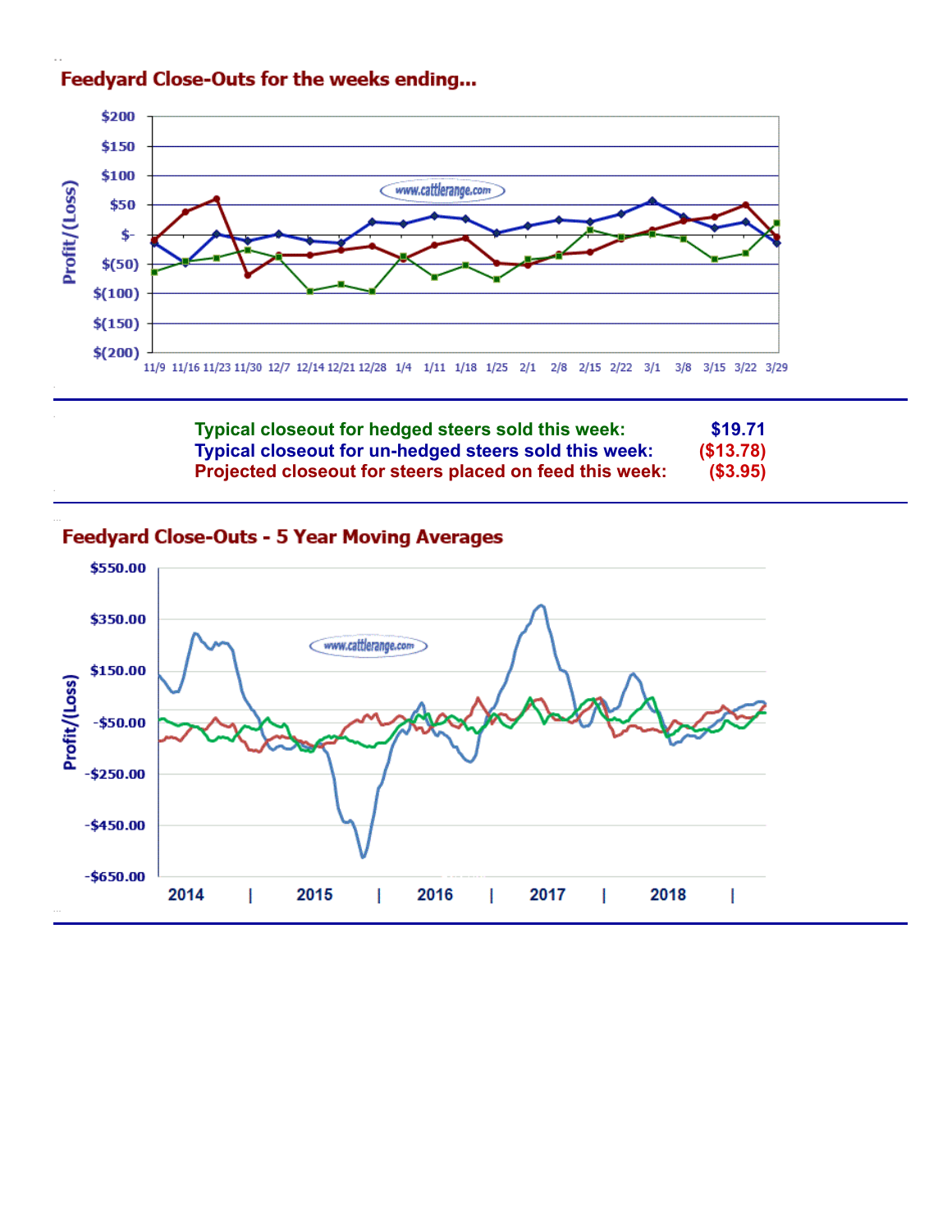## Feedyard Close-Outs for the weeks ending...

Profit/(Loss)

$200
$150
$100
$50
$-
$(50)
$(100)
$(150)
$(200)

www.cattlerange.com

11/9 11/16 11/23 11/30 12/7 12/14 12/21 12/28 1/4 1/11 1/18 1/25 2/1 2/8 2/15 2/22 3/1 3/8 3/15 3/22 3/29

| | |
|---|---|
| **Typical closeout for hedged steers sold this week:** | **$19.71** |
| **Typical closeout for un-hedged steers sold this week:** | **($13.78)** |
| **Projected closeout for steers placed on feed this week:** | **($3.95)** |

## Feedyard Close-Outs - 5 Year Moving Averages

Profit/(Loss)

$550.00
$350.00
$150.00
-$50.00
-$250.00
-$450.00
-$650.00

www.cattlerange.com

2014 | 2015 | 2016 | 2017 | 2018 |